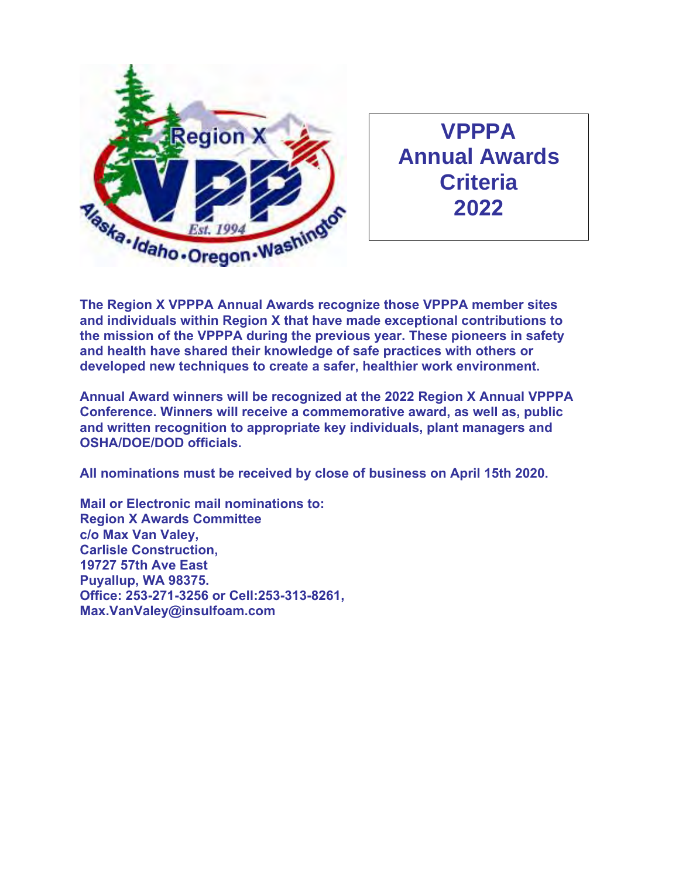# VPPPA Annual Awards Criteria 2022

**The Region X VPPPA Annual Awards recognize those VPPPA member sites and individuals within Region X that have made exceptional contributions to the mission of the VPPPA during the previous year. These pioneers in safety and health have shared their knowledge of safe practices with others or developed new techniques to create a safer, healthier work environment.**

**Annual Award winners will be recognized at the 2022 Region X Annual VPPPA Conference. Winners will receive a commemorative award, as well as, public and written recognition to appropriate key individuals, plant managers and OSHA/DOE/DOD officials.**

**All nominations must be received by close of business on April 15th 2020.**

**Mail or Electronic mail nominations to:**
**Region X Awards Committee**
**c/o Max Van Valey,**
**Carlisle Construction,**
**19727 57th Ave East**
**Puyallup, WA 98375.**
**Office: 253-271-3256 or Cell:253-313-8261,**
**Max.VanValey@insulfoam.com**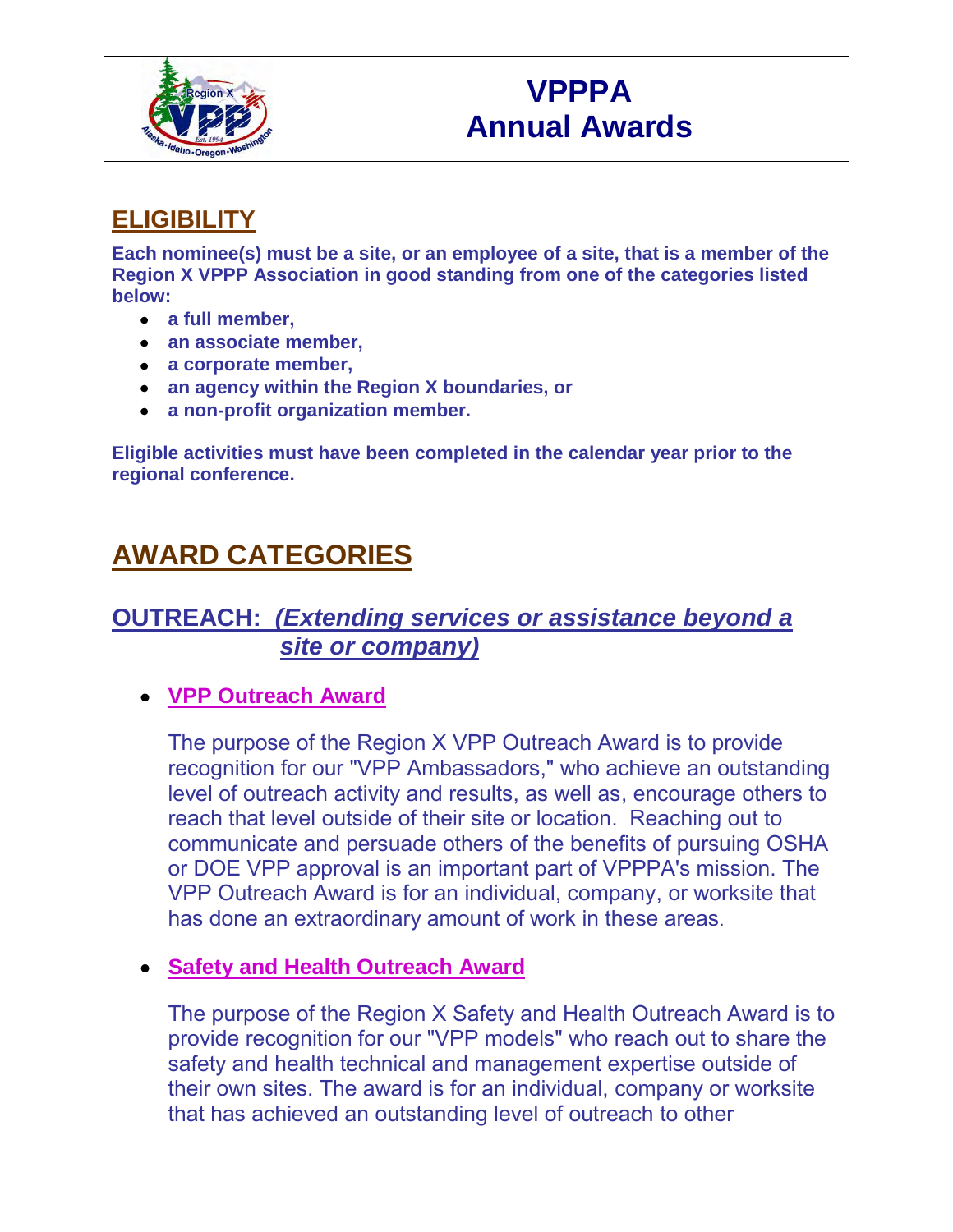| | VPPPA Annual Awards |
|---|---|

## ELIGIBILITY

**Each nominee(s) must be a site, or an employee of a site, that is a member of the Region X VPPP Association in good standing from one of the categories listed below:**

- **a full member,**
- **an associate member,**
- **a corporate member,**
- **an agency within the Region X boundaries, or**
- **a non-profit organization member.**

**Eligible activities must have been completed in the calendar year prior to the regional conference.**

# AWARD CATEGORIES

## OUTREACH: *(Extending services or assistance beyond a site or company)*

- **VPP Outreach Award**

  The purpose of the Region X VPP Outreach Award is to provide recognition for our "VPP Ambassadors," who achieve an outstanding level of outreach activity and results, as well as, encourage others to reach that level outside of their site or location. Reaching out to communicate and persuade others of the benefits of pursuing OSHA or DOE VPP approval is an important part of VPPPA's mission. The VPP Outreach Award is for an individual, company, or worksite that has done an extraordinary amount of work in these areas.

- **Safety and Health Outreach Award**

  The purpose of the Region X Safety and Health Outreach Award is to provide recognition for our "VPP models" who reach out to share the safety and health technical and management expertise outside of their own sites. The award is for an individual, company or worksite that has achieved an outstanding level of outreach to other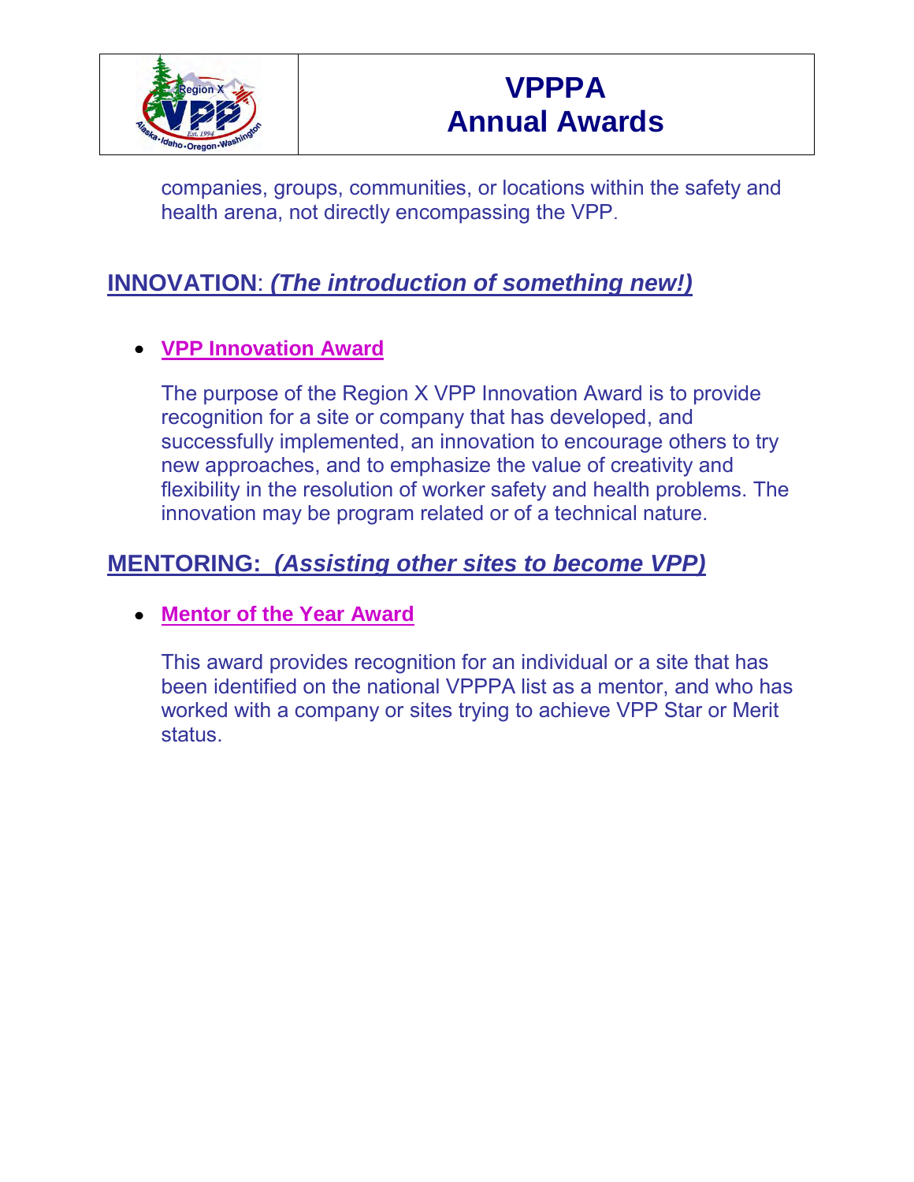companies, groups, communities, or locations within the safety and health arena, not directly encompassing the VPP.

## INNOVATION: *(The introduction of something new!)*

- **VPP Innovation Award**

  The purpose of the Region X VPP Innovation Award is to provide recognition for a site or company that has developed, and successfully implemented, an innovation to encourage others to try new approaches, and to emphasize the value of creativity and flexibility in the resolution of worker safety and health problems. The innovation may be program related or of a technical nature.

## MENTORING: *(Assisting other sites to become VPP)*

- **Mentor of the Year Award**

  This award provides recognition for an individual or a site that has been identified on the national VPPPA list as a mentor, and who has worked with a company or sites trying to achieve VPP Star or Merit status.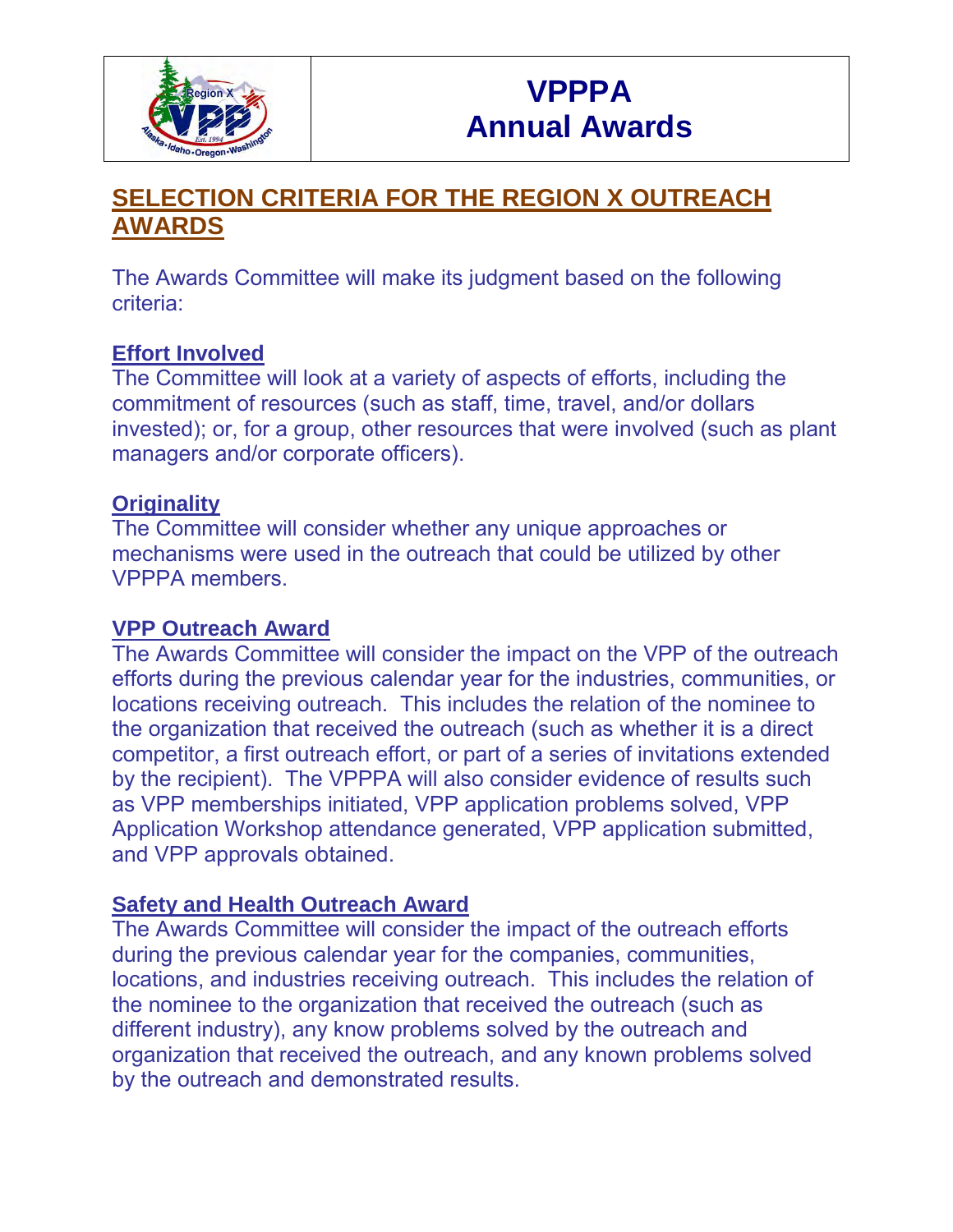# VPPPA
# Annual Awards

## SELECTION CRITERIA FOR THE REGION X OUTREACH AWARDS

The Awards Committee will make its judgment based on the following criteria:

### Effort Involved

The Committee will look at a variety of aspects of efforts, including the commitment of resources (such as staff, time, travel, and/or dollars invested); or, for a group, other resources that were involved (such as plant managers and/or corporate officers).

### Originality

The Committee will consider whether any unique approaches or mechanisms were used in the outreach that could be utilized by other VPPPA members.

### VPP Outreach Award

The Awards Committee will consider the impact on the VPP of the outreach efforts during the previous calendar year for the industries, communities, or locations receiving outreach. This includes the relation of the nominee to the organization that received the outreach (such as whether it is a direct competitor, a first outreach effort, or part of a series of invitations extended by the recipient). The VPPPA will also consider evidence of results such as VPP memberships initiated, VPP application problems solved, VPP Application Workshop attendance generated, VPP application submitted, and VPP approvals obtained.

### Safety and Health Outreach Award

The Awards Committee will consider the impact of the outreach efforts during the previous calendar year for the companies, communities, locations, and industries receiving outreach. This includes the relation of the nominee to the organization that received the outreach (such as different industry), any know problems solved by the outreach and organization that received the outreach, and any known problems solved by the outreach and demonstrated results.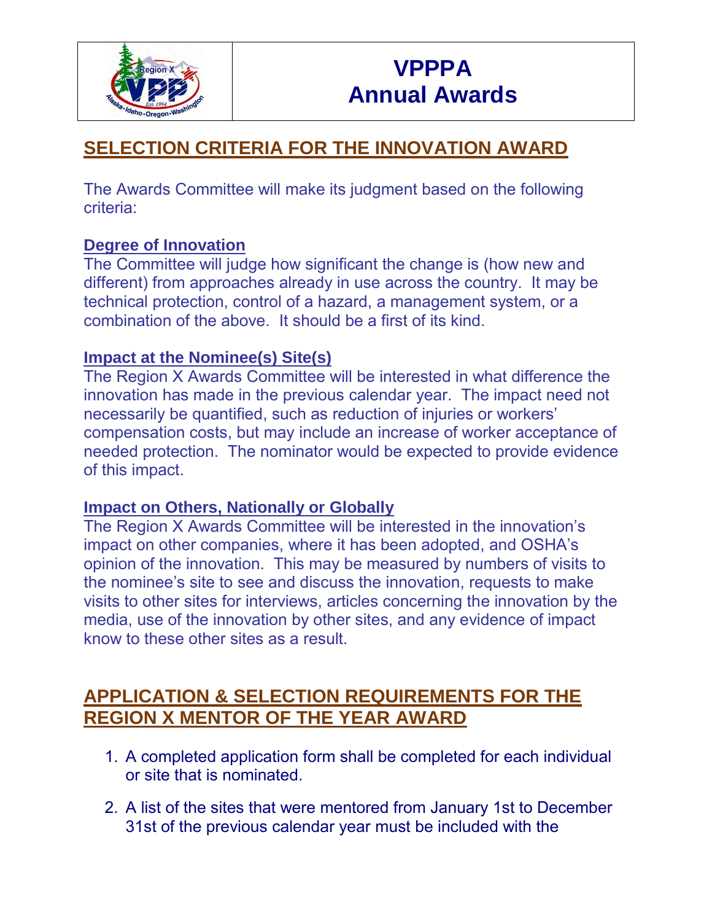# VPPPA Annual Awards

## SELECTION CRITERIA FOR THE INNOVATION AWARD

The Awards Committee will make its judgment based on the following criteria:

### Degree of Innovation

The Committee will judge how significant the change is (how new and different) from approaches already in use across the country. It may be technical protection, control of a hazard, a management system, or a combination of the above. It should be a first of its kind.

### Impact at the Nominee(s) Site(s)

The Region X Awards Committee will be interested in what difference the innovation has made in the previous calendar year. The impact need not necessarily be quantified, such as reduction of injuries or workers' compensation costs, but may include an increase of worker acceptance of needed protection. The nominator would be expected to provide evidence of this impact.

### Impact on Others, Nationally or Globally

The Region X Awards Committee will be interested in the innovation's impact on other companies, where it has been adopted, and OSHA's opinion of the innovation. This may be measured by numbers of visits to the nominee's site to see and discuss the innovation, requests to make visits to other sites for interviews, articles concerning the innovation by the media, use of the innovation by other sites, and any evidence of impact know to these other sites as a result.

## APPLICATION & SELECTION REQUIREMENTS FOR THE REGION X MENTOR OF THE YEAR AWARD

1. A completed application form shall be completed for each individual or site that is nominated.
2. A list of the sites that were mentored from January 1st to December 31st of the previous calendar year must be included with the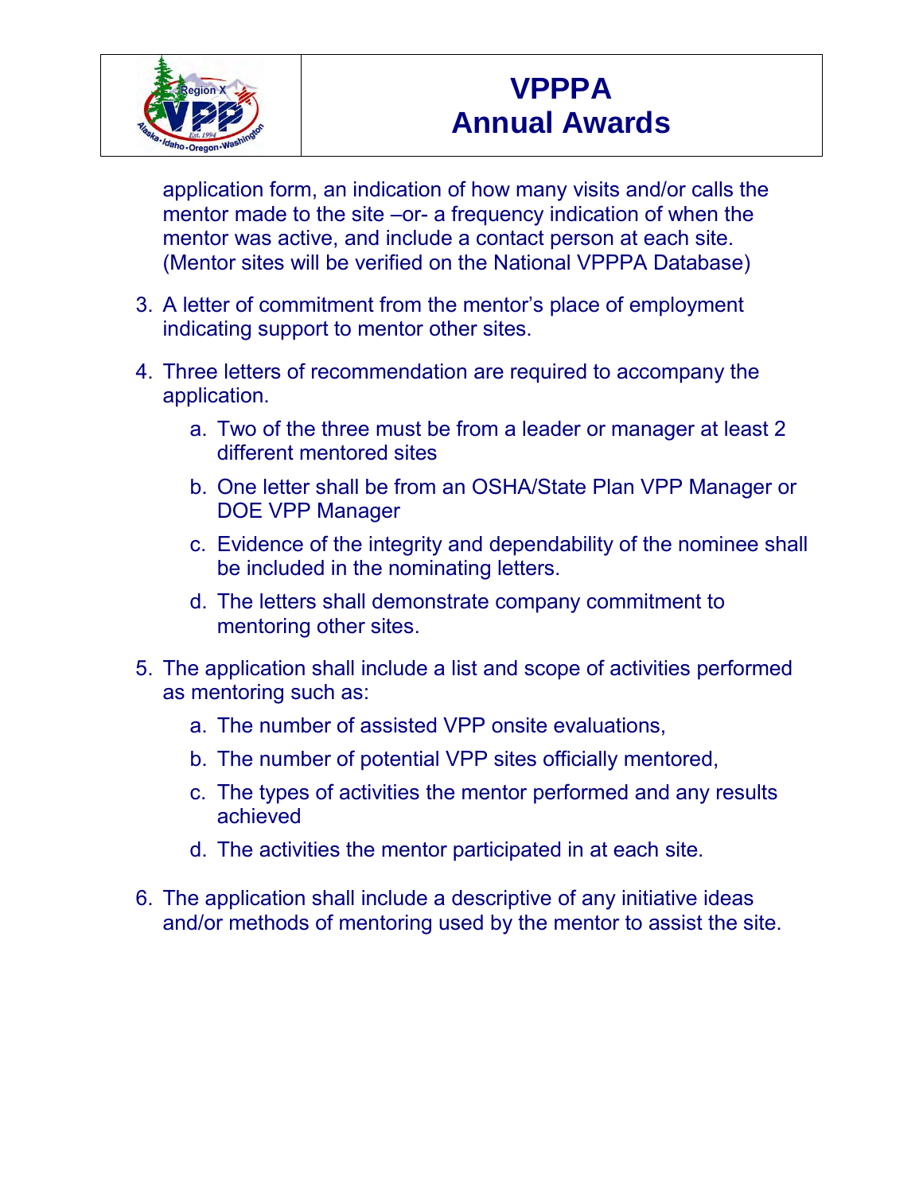application form, an indication of how many visits and/or calls the mentor made to the site –or- a frequency indication of when the mentor was active, and include a contact person at each site. (Mentor sites will be verified on the National VPPPA Database)

3. A letter of commitment from the mentor's place of employment indicating support to mentor other sites.

4. Three letters of recommendation are required to accompany the application.
   a. Two of the three must be from a leader or manager at least 2 different mentored sites
   b. One letter shall be from an OSHA/State Plan VPP Manager or DOE VPP Manager
   c. Evidence of the integrity and dependability of the nominee shall be included in the nominating letters.
   d. The letters shall demonstrate company commitment to mentoring other sites.

5. The application shall include a list and scope of activities performed as mentoring such as:
   a. The number of assisted VPP onsite evaluations,
   b. The number of potential VPP sites officially mentored,
   c. The types of activities the mentor performed and any results achieved
   d. The activities the mentor participated in at each site.

6. The application shall include a descriptive of any initiative ideas and/or methods of mentoring used by the mentor to assist the site.